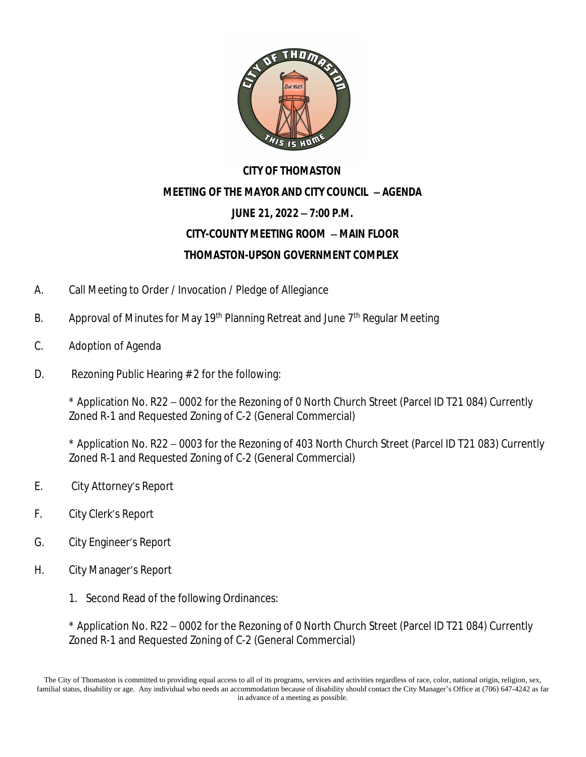# CITY OF THOMASTON

## MEETING OF THE MAYOR AND CITY COUNCIL – AGENDA

## JUNE 21, 2022 – 7:00 P.M.

## CITY-COUNTY MEETING ROOM – MAIN FLOOR

## THOMASTON-UPSON GOVERNMENT COMPLEX

A. Call Meeting to Order / Invocation / Pledge of Allegiance

B. Approval of Minutes for May 19th Planning Retreat and June 7th Regular Meeting

C. Adoption of Agenda

D. Rezoning Public Hearing # 2 for the following:

   * Application No. R22 – 0002 for the Rezoning of 0 North Church Street (Parcel ID T21 084) Currently Zoned R-1 and Requested Zoning of C-2 (General Commercial)

   * Application No. R22 – 0003 for the Rezoning of 403 North Church Street (Parcel ID T21 083) Currently Zoned R-1 and Requested Zoning of C-2 (General Commercial)

E. City Attorney's Report

F. City Clerk's Report

G. City Engineer's Report

H. City Manager's Report

   1. Second Read of the following Ordinances:

   * Application No. R22 – 0002 for the Rezoning of 0 North Church Street (Parcel ID T21 084) Currently Zoned R-1 and Requested Zoning of C-2 (General Commercial)

The City of Thomaston is committed to providing equal access to all of its programs, services and activities regardless of race, color, national origin, religion, sex, familial status, disability or age. Any individual who needs an accommodation because of disability should contact the City Manager's Office at (706) 647-4242 as far in advance of a meeting as possible.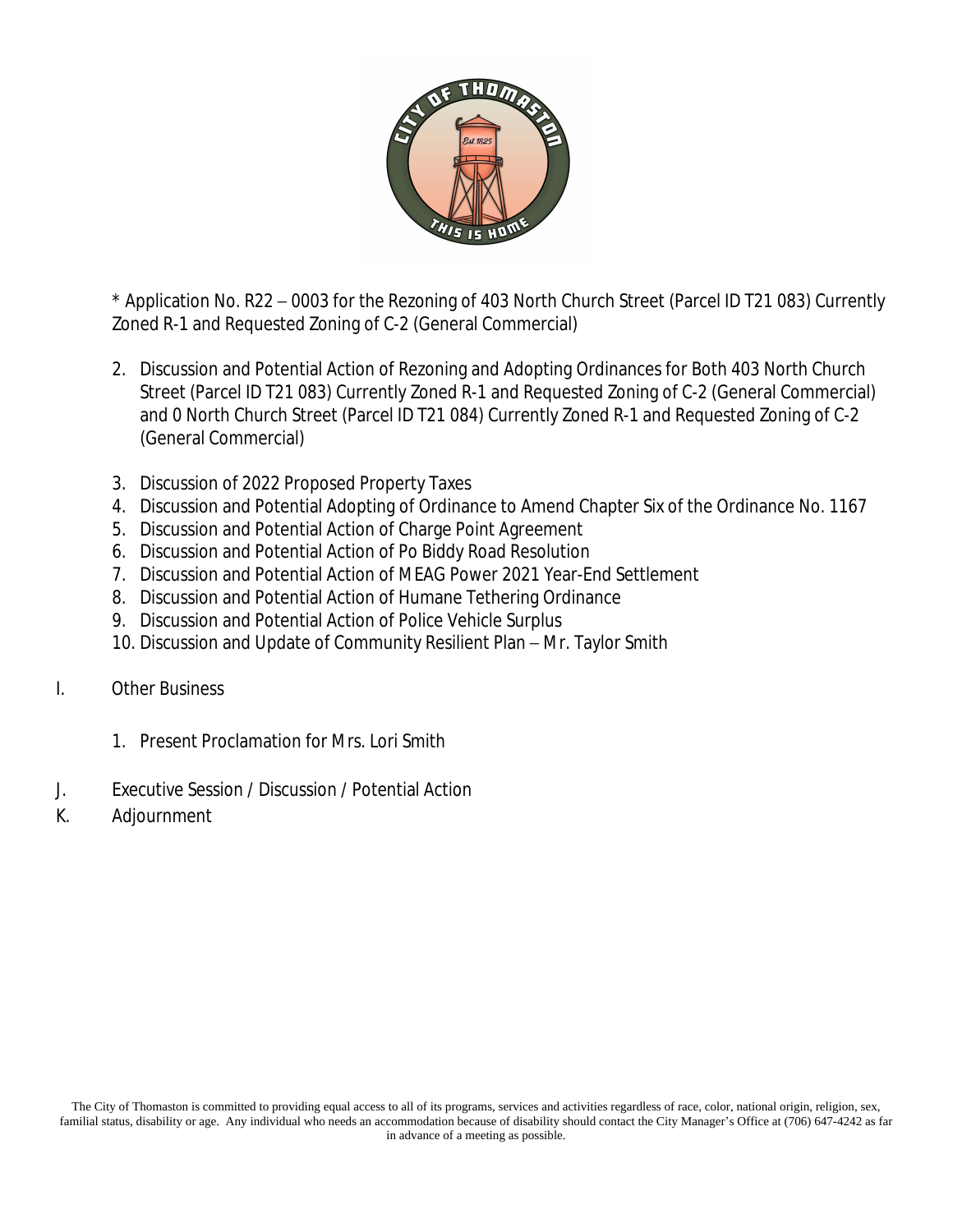* Application No. R22 – 0003 for the Rezoning of 403 North Church Street (Parcel ID T21 083) Currently Zoned R-1 and Requested Zoning of C-2 (General Commercial)

2. Discussion and Potential Action of Rezoning and Adopting Ordinances for Both 403 North Church Street (Parcel ID T21 083) Currently Zoned R-1 and Requested Zoning of C-2 (General Commercial) and 0 North Church Street (Parcel ID T21 084) Currently Zoned R-1 and Requested Zoning of C-2 (General Commercial)
3. Discussion of 2022 Proposed Property Taxes
4. Discussion and Potential Adopting of Ordinance to Amend Chapter Six of the Ordinance No. 1167
5. Discussion and Potential Action of Charge Point Agreement
6. Discussion and Potential Action of Po Biddy Road Resolution
7. Discussion and Potential Action of MEAG Power 2021 Year-End Settlement
8. Discussion and Potential Action of Humane Tethering Ordinance
9. Discussion and Potential Action of Police Vehicle Surplus
10. Discussion and Update of Community Resilient Plan – Mr. Taylor Smith

I. Other Business

1. Present Proclamation for Mrs. Lori Smith

J. Executive Session / Discussion / Potential Action

K. Adjournment

The City of Thomaston is committed to providing equal access to all of its programs, services and activities regardless of race, color, national origin, religion, sex, familial status, disability or age. Any individual who needs an accommodation because of disability should contact the City Manager's Office at (706) 647-4242 as far in advance of a meeting as possible.